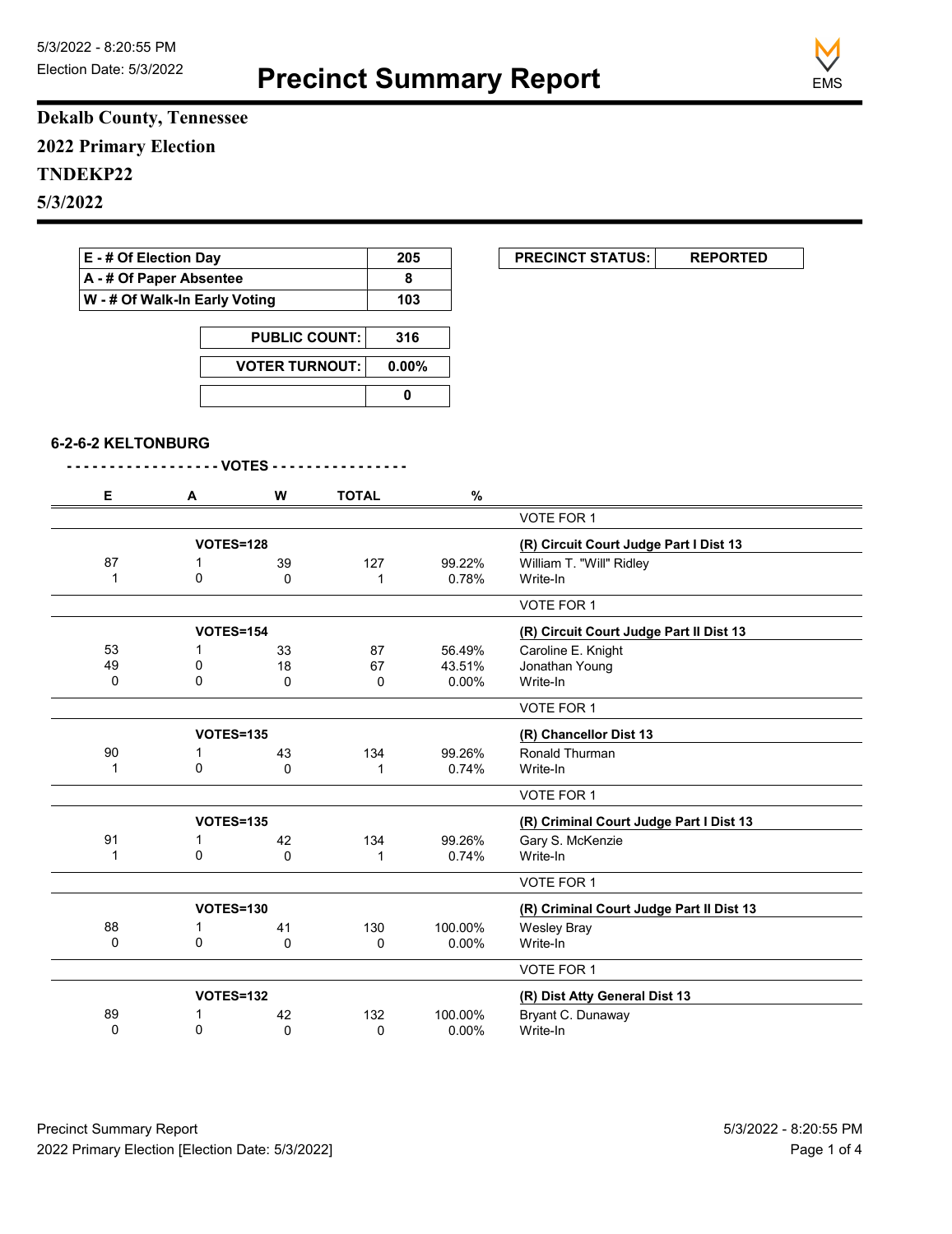5/3/2022 - 8:20:55 PM
Election Date: 5/3/2022

# Precinct Summary Report

EMS

**Dekalb County, Tennessee**
**2022 Primary Election**
**TNDEKP22**
**5/3/2022**

| | |
|---|---|
| E - # Of Election Day | 205 |
| A - # Of Paper Absentee | 8 |
| W - # Of Walk-In Early Voting | 103 |

| | |
|---|---|
| PUBLIC COUNT: | 316 |
| VOTER TURNOUT: | 0.00% |
| | 0 |

| PRECINCT STATUS: | REPORTED |
|---|---|

### 6-2-6-2 KELTONBURG

| E | A | W | TOTAL | % | |
|---|---|---|---|---|---|
| | | | | | VOTE FOR 1 |
| | VOTES=128 | | | | **(R) Circuit Court Judge Part I Dist 13** |
| 87 | 1 | 39 | 127 | 99.22% | William T. "Will" Ridley |
| 1 | 0 | 0 | 1 | 0.78% | Write-In |
| | | | | | VOTE FOR 1 |
| | VOTES=154 | | | | **(R) Circuit Court Judge Part II Dist 13** |
| 53 | 1 | 33 | 87 | 56.49% | Caroline E. Knight |
| 49 | 0 | 18 | 67 | 43.51% | Jonathan Young |
| 0 | 0 | 0 | 0 | 0.00% | Write-In |
| | | | | | VOTE FOR 1 |
| | VOTES=135 | | | | **(R) Chancellor Dist 13** |
| 90 | 1 | 43 | 134 | 99.26% | Ronald Thurman |
| 1 | 0 | 0 | 1 | 0.74% | Write-In |
| | | | | | VOTE FOR 1 |
| | VOTES=135 | | | | **(R) Criminal Court Judge Part I Dist 13** |
| 91 | 1 | 42 | 134 | 99.26% | Gary S. McKenzie |
| 1 | 0 | 0 | 1 | 0.74% | Write-In |
| | | | | | VOTE FOR 1 |
| | VOTES=130 | | | | **(R) Criminal Court Judge Part II Dist 13** |
| 88 | 1 | 41 | 130 | 100.00% | Wesley Bray |
| 0 | 0 | 0 | 0 | 0.00% | Write-In |
| | | | | | VOTE FOR 1 |
| | VOTES=132 | | | | **(R) Dist Atty General Dist 13** |
| 89 | 1 | 42 | 132 | 100.00% | Bryant C. Dunaway |
| 0 | 0 | 0 | 0 | 0.00% | Write-In |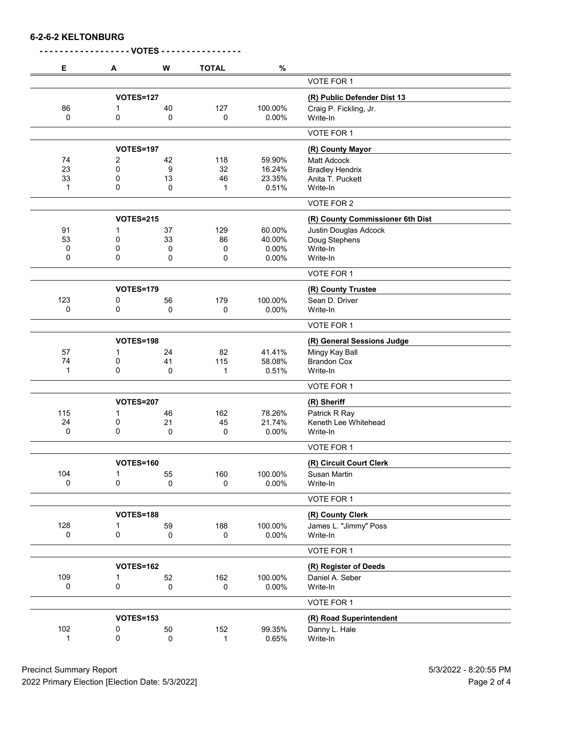**6-2-6-2 KELTONBURG**

**- - - - - - - - - - - - - - - - - - VOTES - - - - - - - - - - - - - - - -**

| E | A | W | TOTAL | % | |
|---|---|---|---|---|---|
| | | | | | VOTE FOR 1 |
| | VOTES=127 | | | | **(R) Public Defender Dist 13** |
| 86 | 1 | 40 | 127 | 100.00% | Craig P. Fickling, Jr. |
| 0 | 0 | 0 | 0 | 0.00% | Write-In |
| | | | | | VOTE FOR 1 |
| | VOTES=197 | | | | **(R) County Mayor** |
| 74 | 2 | 42 | 118 | 59.90% | Matt Adcock |
| 23 | 0 | 9 | 32 | 16.24% | Bradley Hendrix |
| 33 | 0 | 13 | 46 | 23.35% | Anita T. Puckett |
| 1 | 0 | 0 | 1 | 0.51% | Write-In |
| | | | | | VOTE FOR 2 |
| | VOTES=215 | | | | **(R) County Commissioner 6th Dist** |
| 91 | 1 | 37 | 129 | 60.00% | Justin Douglas Adcock |
| 53 | 0 | 33 | 86 | 40.00% | Doug Stephens |
| 0 | 0 | 0 | 0 | 0.00% | Write-In |
| 0 | 0 | 0 | 0 | 0.00% | Write-In |
| | | | | | VOTE FOR 1 |
| | VOTES=179 | | | | **(R) County Trustee** |
| 123 | 0 | 56 | 179 | 100.00% | Sean D. Driver |
| 0 | 0 | 0 | 0 | 0.00% | Write-In |
| | | | | | VOTE FOR 1 |
| | VOTES=198 | | | | **(R) General Sessions Judge** |
| 57 | 1 | 24 | 82 | 41.41% | Mingy Kay Ball |
| 74 | 0 | 41 | 115 | 58.08% | Brandon Cox |
| 1 | 0 | 0 | 1 | 0.51% | Write-In |
| | | | | | VOTE FOR 1 |
| | VOTES=207 | | | | **(R) Sheriff** |
| 115 | 1 | 46 | 162 | 78.26% | Patrick R Ray |
| 24 | 0 | 21 | 45 | 21.74% | Keneth Lee Whitehead |
| 0 | 0 | 0 | 0 | 0.00% | Write-In |
| | | | | | VOTE FOR 1 |
| | VOTES=160 | | | | **(R) Circuit Court Clerk** |
| 104 | 1 | 55 | 160 | 100.00% | Susan Martin |
| 0 | 0 | 0 | 0 | 0.00% | Write-In |
| | | | | | VOTE FOR 1 |
| | VOTES=188 | | | | **(R) County Clerk** |
| 128 | 1 | 59 | 188 | 100.00% | James L. "Jimmy" Poss |
| 0 | 0 | 0 | 0 | 0.00% | Write-In |
| | | | | | VOTE FOR 1 |
| | VOTES=162 | | | | **(R) Register of Deeds** |
| 109 | 1 | 52 | 162 | 100.00% | Daniel A. Seber |
| 0 | 0 | 0 | 0 | 0.00% | Write-In |
| | | | | | VOTE FOR 1 |
| | VOTES=153 | | | | **(R) Road Superintendent** |
| 102 | 0 | 50 | 152 | 99.35% | Danny L. Hale |
| 1 | 0 | 0 | 1 | 0.65% | Write-In |

Precinct Summary Report
2022 Primary Election [Election Date: 5/3/2022]
5/3/2022 - 8:20:55 PM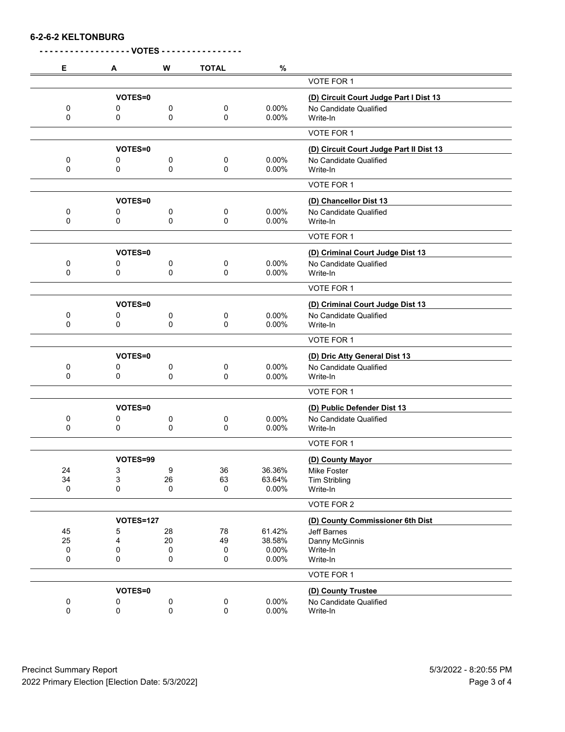## 6-2-6-2 KELTONBURG

- - - - - - - - - - - - - - - - - VOTES - - - - - - - - - - - - - - -

| E | A | W | TOTAL | % | |
|---|---|---|---|---|---|
| | | | | | VOTE FOR 1 |
| | VOTES=0 | | | | **(D) Circuit Court Judge Part I Dist 13** |
| 0 | 0 | 0 | 0 | 0.00% | No Candidate Qualified |
| 0 | 0 | 0 | 0 | 0.00% | Write-In |
| | | | | | VOTE FOR 1 |
| | VOTES=0 | | | | **(D) Circuit Court Judge Part II Dist 13** |
| 0 | 0 | 0 | 0 | 0.00% | No Candidate Qualified |
| 0 | 0 | 0 | 0 | 0.00% | Write-In |
| | | | | | VOTE FOR 1 |
| | VOTES=0 | | | | **(D) Chancellor Dist 13** |
| 0 | 0 | 0 | 0 | 0.00% | No Candidate Qualified |
| 0 | 0 | 0 | 0 | 0.00% | Write-In |
| | | | | | VOTE FOR 1 |
| | VOTES=0 | | | | **(D) Criminal Court Judge Dist 13** |
| 0 | 0 | 0 | 0 | 0.00% | No Candidate Qualified |
| 0 | 0 | 0 | 0 | 0.00% | Write-In |
| | | | | | VOTE FOR 1 |
| | VOTES=0 | | | | **(D) Criminal Court Judge Dist 13** |
| 0 | 0 | 0 | 0 | 0.00% | No Candidate Qualified |
| 0 | 0 | 0 | 0 | 0.00% | Write-In |
| | | | | | VOTE FOR 1 |
| | VOTES=0 | | | | **(D) Dric Atty General Dist 13** |
| 0 | 0 | 0 | 0 | 0.00% | No Candidate Qualified |
| 0 | 0 | 0 | 0 | 0.00% | Write-In |
| | | | | | VOTE FOR 1 |
| | VOTES=0 | | | | **(D) Public Defender Dist 13** |
| 0 | 0 | 0 | 0 | 0.00% | No Candidate Qualified |
| 0 | 0 | 0 | 0 | 0.00% | Write-In |
| | | | | | VOTE FOR 1 |
| | VOTES=99 | | | | **(D) County Mayor** |
| 24 | 3 | 9 | 36 | 36.36% | Mike Foster |
| 34 | 3 | 26 | 63 | 63.64% | Tim Stribling |
| 0 | 0 | 0 | 0 | 0.00% | Write-In |
| | | | | | VOTE FOR 2 |
| | VOTES=127 | | | | **(D) County Commissioner 6th Dist** |
| 45 | 5 | 28 | 78 | 61.42% | Jeff Barnes |
| 25 | 4 | 20 | 49 | 38.58% | Danny McGinnis |
| 0 | 0 | 0 | 0 | 0.00% | Write-In |
| 0 | 0 | 0 | 0 | 0.00% | Write-In |
| | | | | | VOTE FOR 1 |
| | VOTES=0 | | | | **(D) County Trustee** |
| 0 | 0 | 0 | 0 | 0.00% | No Candidate Qualified |
| 0 | 0 | 0 | 0 | 0.00% | Write-In |

Precinct Summary Report
2022 Primary Election [Election Date: 5/3/2022]

5/3/2022 - 8:20:55 PM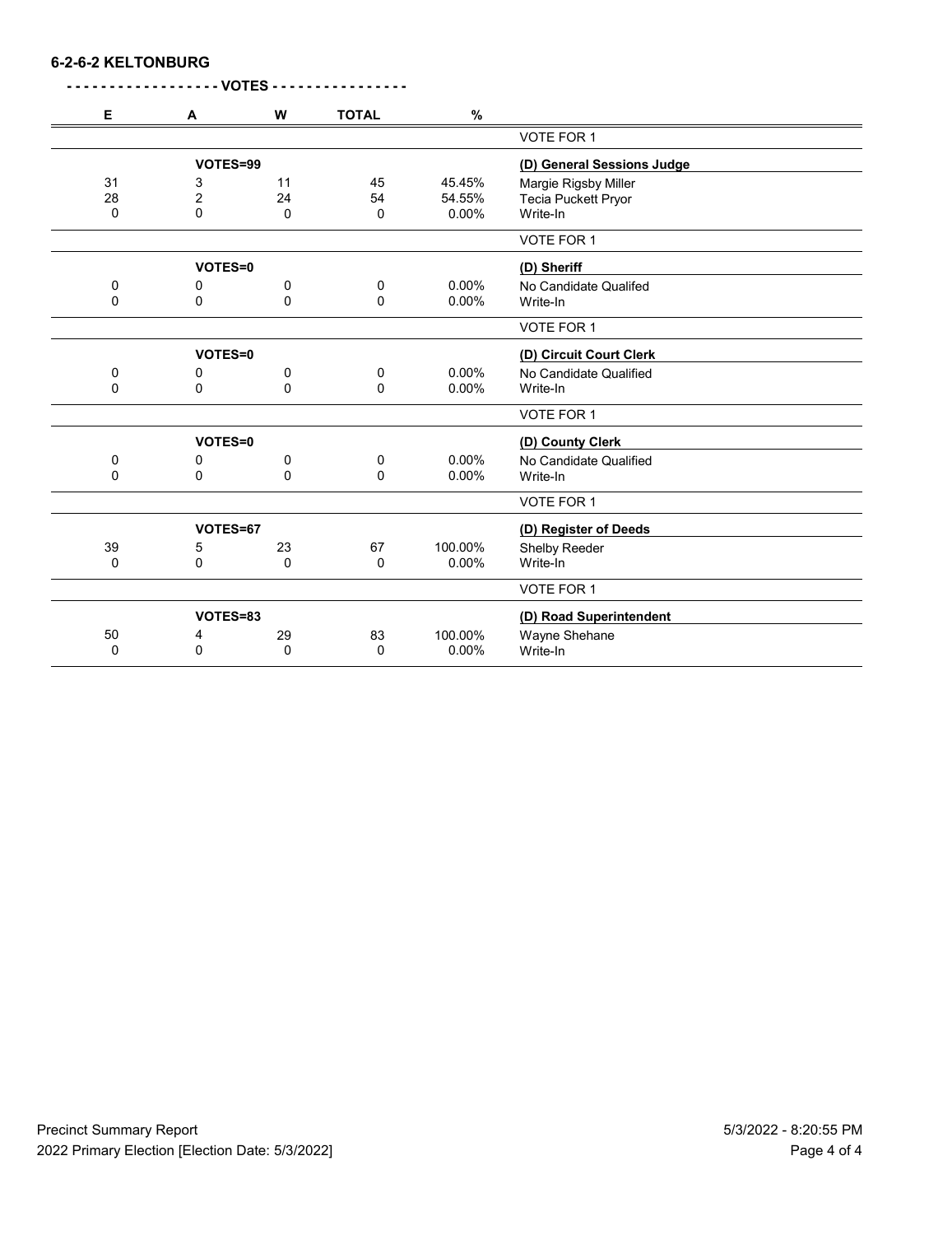**6-2-6-2 KELTONBURG**

**- - - - - - - - - - - - - - - - - VOTES - - - - - - - - - - - - - - -**

| E | A | W | TOTAL | % | |
|---|---|---|---|---|---|
| | | | | | VOTE FOR 1 |
| | VOTES=99 | | | | **(D) General Sessions Judge** |
| 31 | 3 | 11 | 45 | 45.45% | Margie Rigsby Miller |
| 28 | 2 | 24 | 54 | 54.55% | Tecia Puckett Pryor |
| 0 | 0 | 0 | 0 | 0.00% | Write-In |
| | | | | | VOTE FOR 1 |
| | VOTES=0 | | | | **(D) Sheriff** |
| 0 | 0 | 0 | 0 | 0.00% | No Candidate Qualifed |
| 0 | 0 | 0 | 0 | 0.00% | Write-In |
| | | | | | VOTE FOR 1 |
| | VOTES=0 | | | | **(D) Circuit Court Clerk** |
| 0 | 0 | 0 | 0 | 0.00% | No Candidate Qualified |
| 0 | 0 | 0 | 0 | 0.00% | Write-In |
| | | | | | VOTE FOR 1 |
| | VOTES=0 | | | | **(D) County Clerk** |
| 0 | 0 | 0 | 0 | 0.00% | No Candidate Qualified |
| 0 | 0 | 0 | 0 | 0.00% | Write-In |
| | | | | | VOTE FOR 1 |
| | VOTES=67 | | | | **(D) Register of Deeds** |
| 39 | 5 | 23 | 67 | 100.00% | Shelby Reeder |
| 0 | 0 | 0 | 0 | 0.00% | Write-In |
| | | | | | VOTE FOR 1 |
| | VOTES=83 | | | | **(D) Road Superintendent** |
| 50 | 4 | 29 | 83 | 100.00% | Wayne Shehane |
| 0 | 0 | 0 | 0 | 0.00% | Write-In |

Precinct Summary Report
2022 Primary Election [Election Date: 5/3/2022]

5/3/2022 - 8:20:55 PM